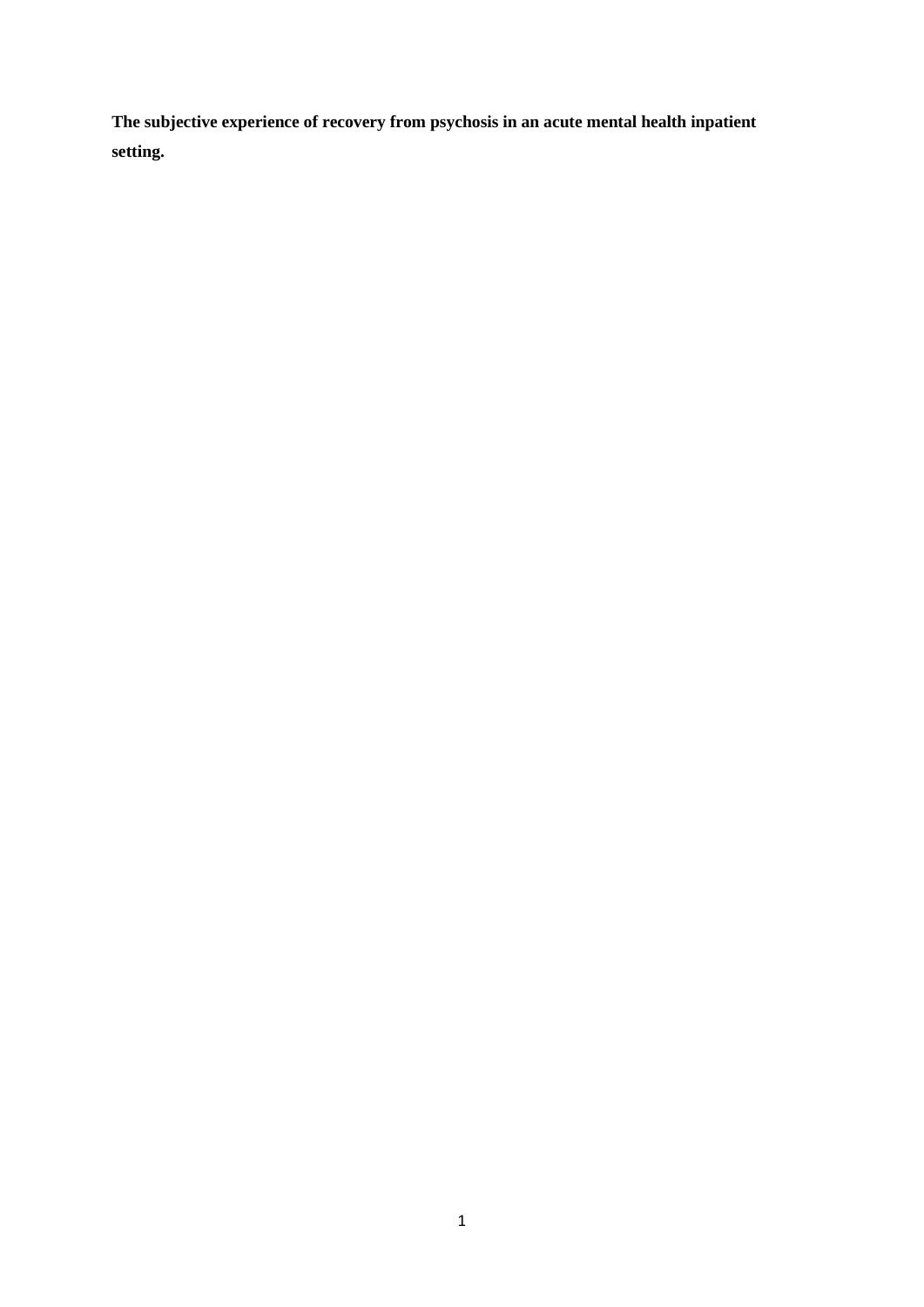**The subjective experience of recovery from psychosis in an acute mental health inpatient setting.**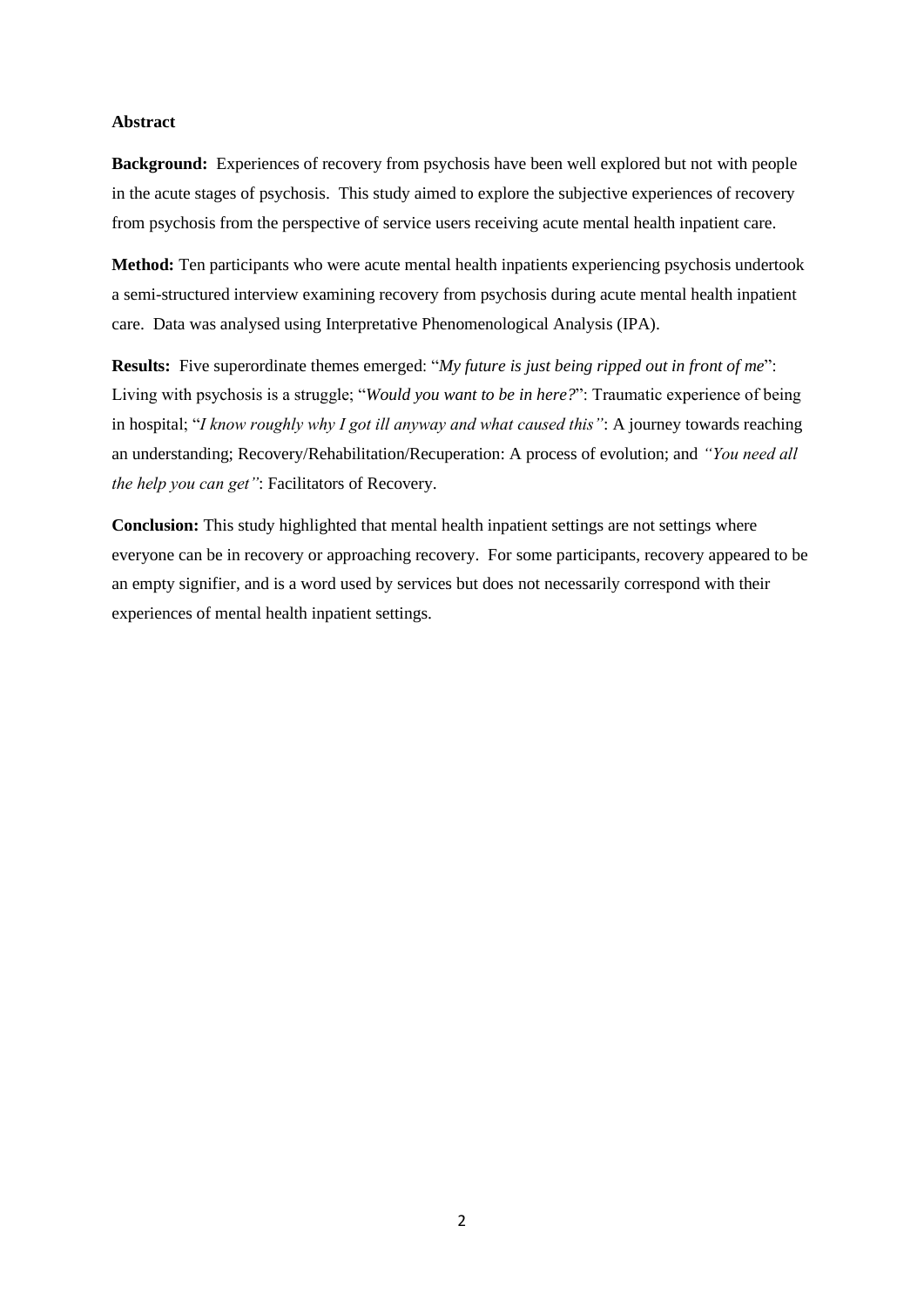**Abstract**

**Background:** Experiences of recovery from psychosis have been well explored but not with people in the acute stages of psychosis. This study aimed to explore the subjective experiences of recovery from psychosis from the perspective of service users receiving acute mental health inpatient care.

**Method:** Ten participants who were acute mental health inpatients experiencing psychosis undertook a semi-structured interview examining recovery from psychosis during acute mental health inpatient care. Data was analysed using Interpretative Phenomenological Analysis (IPA).

**Results:** Five superordinate themes emerged: "*My future is just being ripped out in front of me*": Living with psychosis is a struggle; "*Would you want to be in here?*": Traumatic experience of being in hospital; "*I know roughly why I got ill anyway and what caused this"*: A journey towards reaching an understanding; Recovery/Rehabilitation/Recuperation: A process of evolution; and *"You need all the help you can get"*: Facilitators of Recovery.

**Conclusion:** This study highlighted that mental health inpatient settings are not settings where everyone can be in recovery or approaching recovery. For some participants, recovery appeared to be an empty signifier, and is a word used by services but does not necessarily correspond with their experiences of mental health inpatient settings.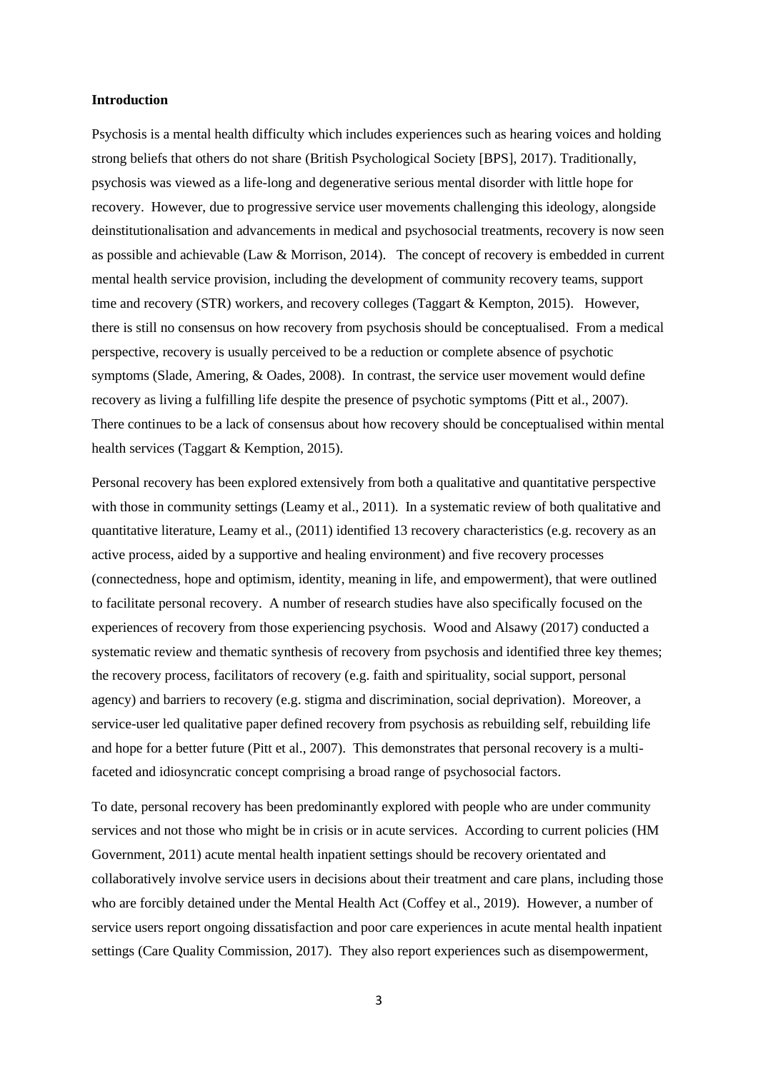**Introduction**

Psychosis is a mental health difficulty which includes experiences such as hearing voices and holding strong beliefs that others do not share (British Psychological Society [BPS], 2017). Traditionally, psychosis was viewed as a life-long and degenerative serious mental disorder with little hope for recovery. However, due to progressive service user movements challenging this ideology, alongside deinstitutionalisation and advancements in medical and psychosocial treatments, recovery is now seen as possible and achievable (Law & Morrison, 2014). The concept of recovery is embedded in current mental health service provision, including the development of community recovery teams, support time and recovery (STR) workers, and recovery colleges (Taggart & Kempton, 2015). However, there is still no consensus on how recovery from psychosis should be conceptualised. From a medical perspective, recovery is usually perceived to be a reduction or complete absence of psychotic symptoms (Slade, Amering, & Oades, 2008). In contrast, the service user movement would define recovery as living a fulfilling life despite the presence of psychotic symptoms (Pitt et al., 2007). There continues to be a lack of consensus about how recovery should be conceptualised within mental health services (Taggart & Kemption, 2015).

Personal recovery has been explored extensively from both a qualitative and quantitative perspective with those in community settings (Leamy et al., 2011). In a systematic review of both qualitative and quantitative literature, Leamy et al., (2011) identified 13 recovery characteristics (e.g. recovery as an active process, aided by a supportive and healing environment) and five recovery processes (connectedness, hope and optimism, identity, meaning in life, and empowerment), that were outlined to facilitate personal recovery. A number of research studies have also specifically focused on the experiences of recovery from those experiencing psychosis. Wood and Alsawy (2017) conducted a systematic review and thematic synthesis of recovery from psychosis and identified three key themes; the recovery process, facilitators of recovery (e.g. faith and spirituality, social support, personal agency) and barriers to recovery (e.g. stigma and discrimination, social deprivation). Moreover, a service-user led qualitative paper defined recovery from psychosis as rebuilding self, rebuilding life and hope for a better future (Pitt et al., 2007). This demonstrates that personal recovery is a multi-faceted and idiosyncratic concept comprising a broad range of psychosocial factors.

To date, personal recovery has been predominantly explored with people who are under community services and not those who might be in crisis or in acute services. According to current policies (HM Government, 2011) acute mental health inpatient settings should be recovery orientated and collaboratively involve service users in decisions about their treatment and care plans, including those who are forcibly detained under the Mental Health Act (Coffey et al., 2019). However, a number of service users report ongoing dissatisfaction and poor care experiences in acute mental health inpatient settings (Care Quality Commission, 2017). They also report experiences such as disempowerment,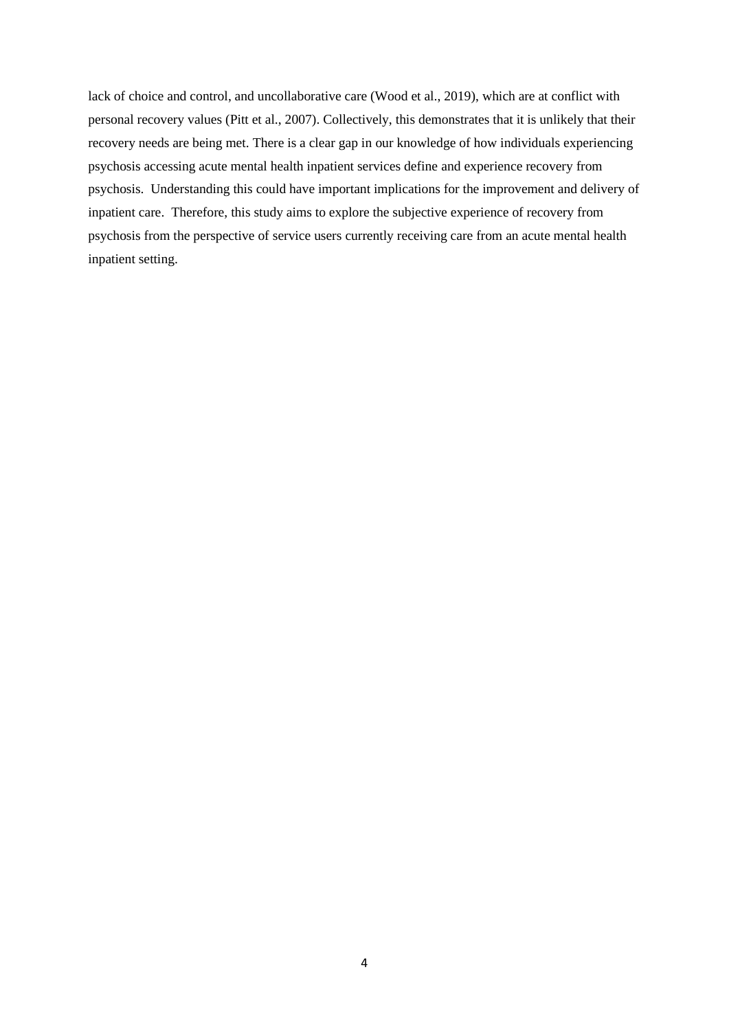lack of choice and control, and uncollaborative care (Wood et al., 2019), which are at conflict with personal recovery values (Pitt et al., 2007). Collectively, this demonstrates that it is unlikely that their recovery needs are being met. There is a clear gap in our knowledge of how individuals experiencing psychosis accessing acute mental health inpatient services define and experience recovery from psychosis. Understanding this could have important implications for the improvement and delivery of inpatient care. Therefore, this study aims to explore the subjective experience of recovery from psychosis from the perspective of service users currently receiving care from an acute mental health inpatient setting.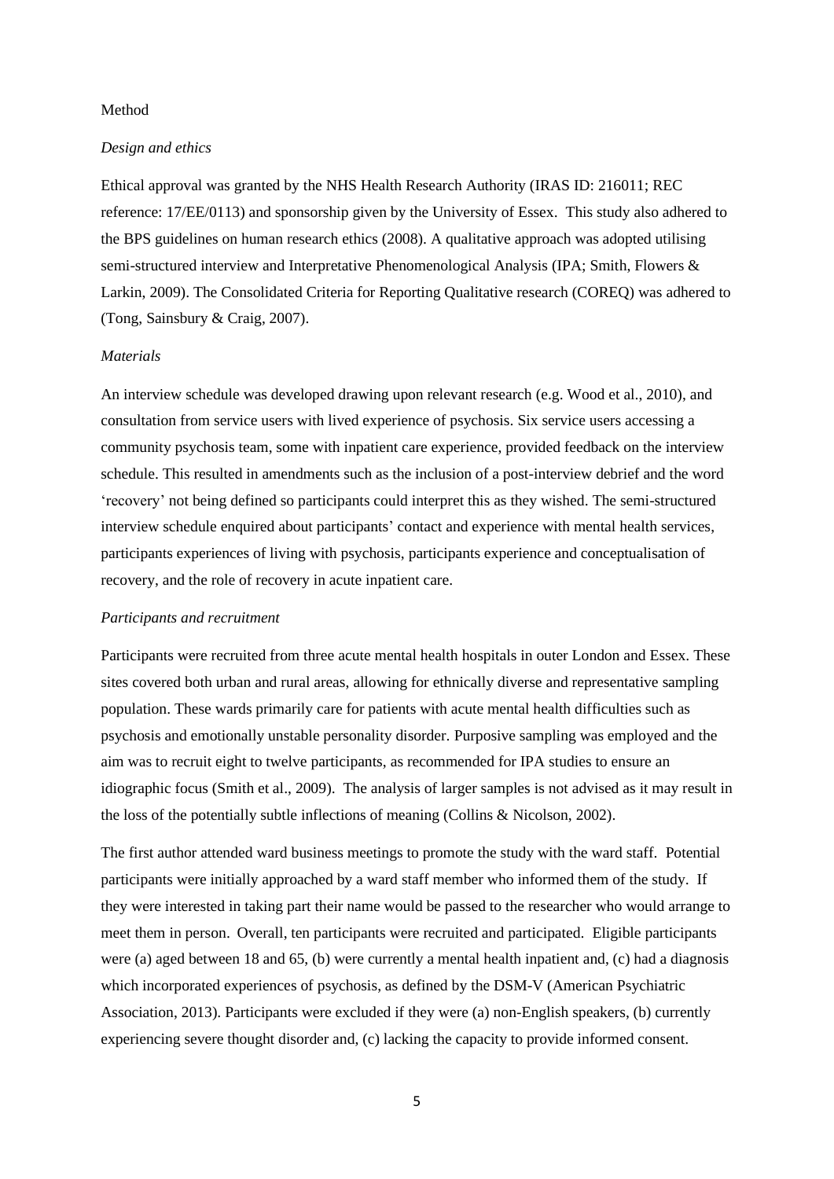## Method

### *Design and ethics*

Ethical approval was granted by the NHS Health Research Authority (IRAS ID: 216011; REC reference: 17/EE/0113) and sponsorship given by the University of Essex. This study also adhered to the BPS guidelines on human research ethics (2008). A qualitative approach was adopted utilising semi-structured interview and Interpretative Phenomenological Analysis (IPA; Smith, Flowers & Larkin, 2009). The Consolidated Criteria for Reporting Qualitative research (COREQ) was adhered to (Tong, Sainsbury & Craig, 2007).

### *Materials*

An interview schedule was developed drawing upon relevant research (e.g. Wood et al., 2010), and consultation from service users with lived experience of psychosis. Six service users accessing a community psychosis team, some with inpatient care experience, provided feedback on the interview schedule. This resulted in amendments such as the inclusion of a post-interview debrief and the word 'recovery' not being defined so participants could interpret this as they wished. The semi-structured interview schedule enquired about participants' contact and experience with mental health services, participants experiences of living with psychosis, participants experience and conceptualisation of recovery, and the role of recovery in acute inpatient care.

### *Participants and recruitment*

Participants were recruited from three acute mental health hospitals in outer London and Essex. These sites covered both urban and rural areas, allowing for ethnically diverse and representative sampling population. These wards primarily care for patients with acute mental health difficulties such as psychosis and emotionally unstable personality disorder. Purposive sampling was employed and the aim was to recruit eight to twelve participants, as recommended for IPA studies to ensure an idiographic focus (Smith et al., 2009). The analysis of larger samples is not advised as it may result in the loss of the potentially subtle inflections of meaning (Collins & Nicolson, 2002).

The first author attended ward business meetings to promote the study with the ward staff. Potential participants were initially approached by a ward staff member who informed them of the study. If they were interested in taking part their name would be passed to the researcher who would arrange to meet them in person. Overall, ten participants were recruited and participated. Eligible participants were (a) aged between 18 and 65, (b) were currently a mental health inpatient and, (c) had a diagnosis which incorporated experiences of psychosis, as defined by the DSM-V (American Psychiatric Association, 2013). Participants were excluded if they were (a) non-English speakers, (b) currently experiencing severe thought disorder and, (c) lacking the capacity to provide informed consent.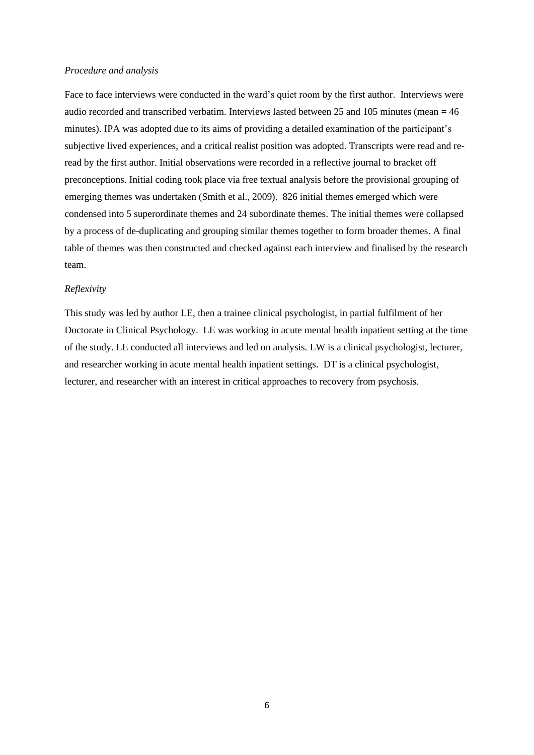*Procedure and analysis*

Face to face interviews were conducted in the ward's quiet room by the first author. Interviews were audio recorded and transcribed verbatim. Interviews lasted between 25 and 105 minutes (mean = 46 minutes). IPA was adopted due to its aims of providing a detailed examination of the participant's subjective lived experiences, and a critical realist position was adopted. Transcripts were read and re-read by the first author. Initial observations were recorded in a reflective journal to bracket off preconceptions. Initial coding took place via free textual analysis before the provisional grouping of emerging themes was undertaken (Smith et al., 2009). 826 initial themes emerged which were condensed into 5 superordinate themes and 24 subordinate themes. The initial themes were collapsed by a process of de-duplicating and grouping similar themes together to form broader themes. A final table of themes was then constructed and checked against each interview and finalised by the research team.

*Reflexivity*

This study was led by author LE, then a trainee clinical psychologist, in partial fulfilment of her Doctorate in Clinical Psychology. LE was working in acute mental health inpatient setting at the time of the study. LE conducted all interviews and led on analysis. LW is a clinical psychologist, lecturer, and researcher working in acute mental health inpatient settings. DT is a clinical psychologist, lecturer, and researcher with an interest in critical approaches to recovery from psychosis.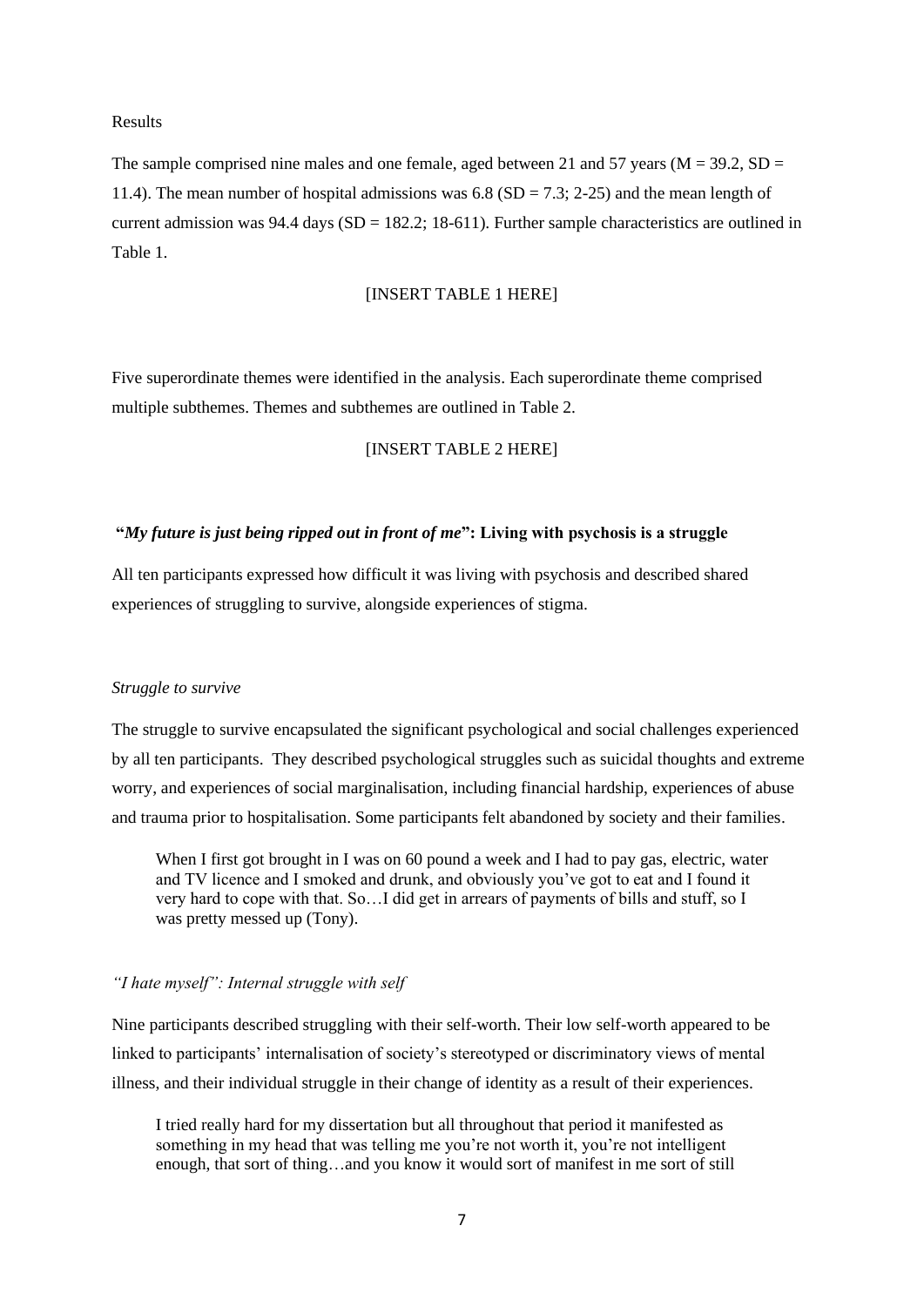Results

The sample comprised nine males and one female, aged between 21 and 57 years ($M = 39.2$, $SD = 11.4$). The mean number of hospital admissions was 6.8 ($SD = 7.3$; 2-25) and the mean length of current admission was 94.4 days ($SD = 182.2$; 18-611). Further sample characteristics are outlined in Table 1.

[INSERT TABLE 1 HERE]

Five superordinate themes were identified in the analysis. Each superordinate theme comprised multiple subthemes. Themes and subthemes are outlined in Table 2.

[INSERT TABLE 2 HERE]

**"*My future is just being ripped out in front of me*": Living with psychosis is a struggle**

All ten participants expressed how difficult it was living with psychosis and described shared experiences of struggling to survive, alongside experiences of stigma.

*Struggle to survive*

The struggle to survive encapsulated the significant psychological and social challenges experienced by all ten participants. They described psychological struggles such as suicidal thoughts and extreme worry, and experiences of social marginalisation, including financial hardship, experiences of abuse and trauma prior to hospitalisation. Some participants felt abandoned by society and their families.

> When I first got brought in I was on 60 pound a week and I had to pay gas, electric, water and TV licence and I smoked and drunk, and obviously you've got to eat and I found it very hard to cope with that. So…I did get in arrears of payments of bills and stuff, so I was pretty messed up (Tony).

*"I hate myself": Internal struggle with self*

Nine participants described struggling with their self-worth. Their low self-worth appeared to be linked to participants' internalisation of society's stereotyped or discriminatory views of mental illness, and their individual struggle in their change of identity as a result of their experiences.

> I tried really hard for my dissertation but all throughout that period it manifested as something in my head that was telling me you're not worth it, you're not intelligent enough, that sort of thing…and you know it would sort of manifest in me sort of still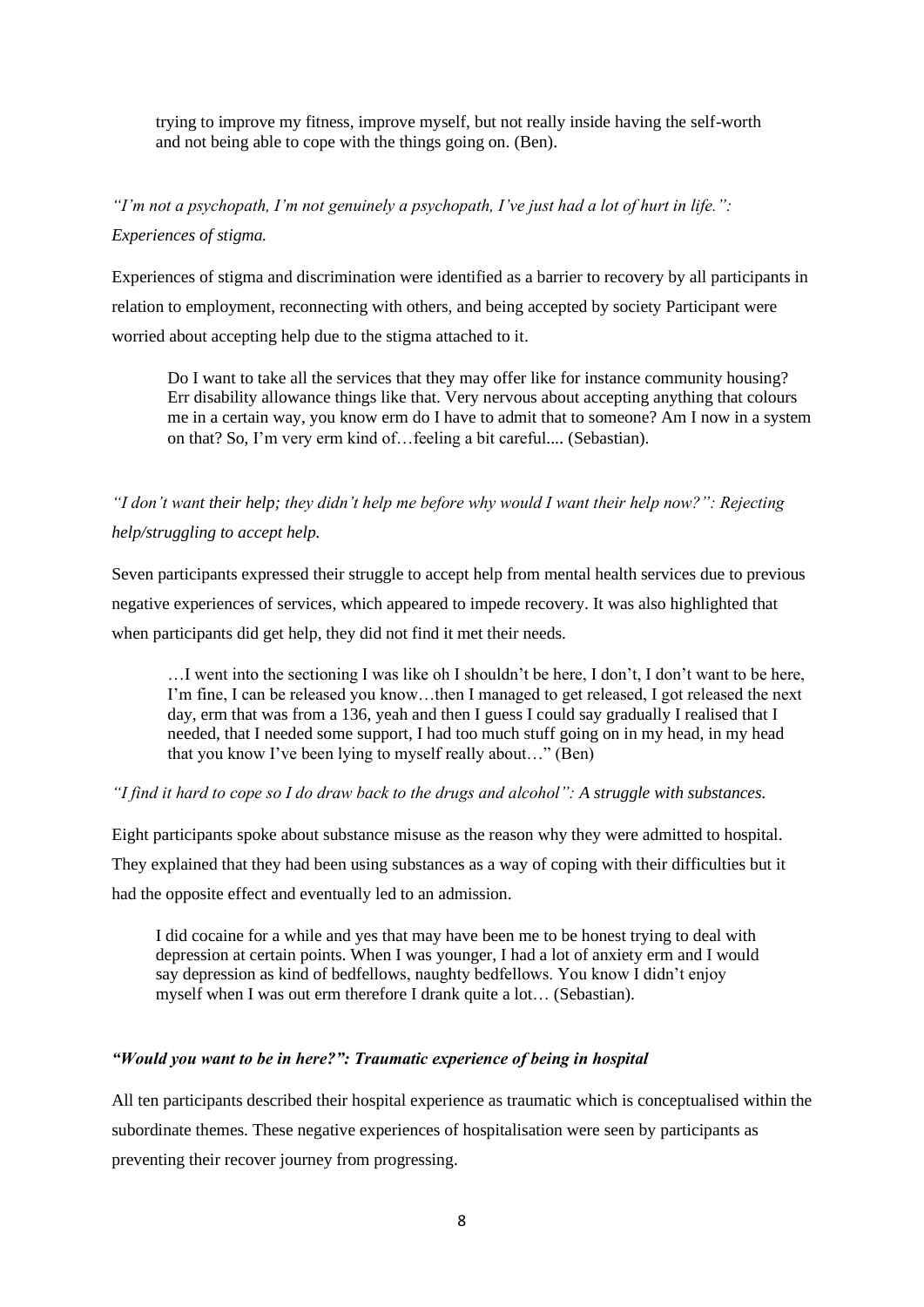> trying to improve my fitness, improve myself, but not really inside having the self-worth and not being able to cope with the things going on. (Ben).

*"I'm not a psychopath, I'm not genuinely a psychopath, I've just had a lot of hurt in life.": Experiences of stigma.*

Experiences of stigma and discrimination were identified as a barrier to recovery by all participants in relation to employment, reconnecting with others, and being accepted by society Participant were worried about accepting help due to the stigma attached to it.

> Do I want to take all the services that they may offer like for instance community housing? Err disability allowance things like that. Very nervous about accepting anything that colours me in a certain way, you know erm do I have to admit that to someone? Am I now in a system on that? So, I'm very erm kind of…feeling a bit careful.... (Sebastian).

*"I don't want their help; they didn't help me before why would I want their help now?": Rejecting help/struggling to accept help.*

Seven participants expressed their struggle to accept help from mental health services due to previous negative experiences of services, which appeared to impede recovery. It was also highlighted that when participants did get help, they did not find it met their needs.

> …I went into the sectioning I was like oh I shouldn't be here, I don't, I don't want to be here, I'm fine, I can be released you know…then I managed to get released, I got released the next day, erm that was from a 136, yeah and then I guess I could say gradually I realised that I needed, that I needed some support, I had too much stuff going on in my head, in my head that you know I've been lying to myself really about…" (Ben)

*"I find it hard to cope so I do draw back to the drugs and alcohol": A struggle with substances.*

Eight participants spoke about substance misuse as the reason why they were admitted to hospital. They explained that they had been using substances as a way of coping with their difficulties but it had the opposite effect and eventually led to an admission.

> I did cocaine for a while and yes that may have been me to be honest trying to deal with depression at certain points. When I was younger, I had a lot of anxiety erm and I would say depression as kind of bedfellows, naughty bedfellows. You know I didn't enjoy myself when I was out erm therefore I drank quite a lot… (Sebastian).

***"Would you want to be in here?": Traumatic experience of being in hospital***

All ten participants described their hospital experience as traumatic which is conceptualised within the subordinate themes. These negative experiences of hospitalisation were seen by participants as preventing their recover journey from progressing.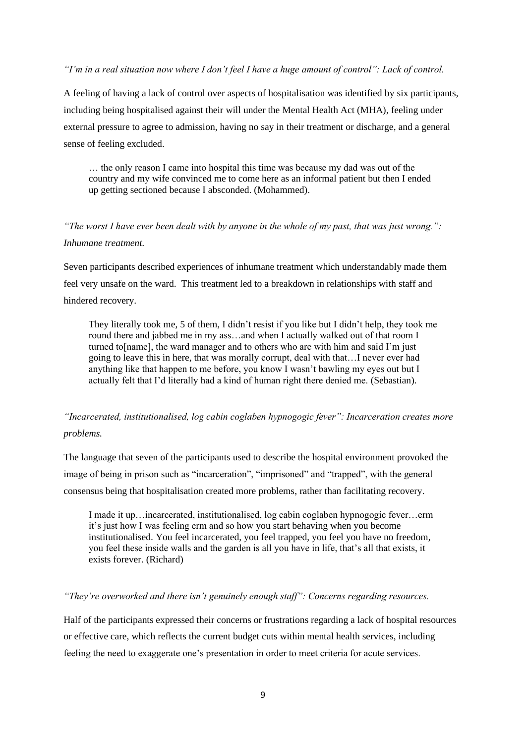*"I'm in a real situation now where I don't feel I have a huge amount of control": Lack of control.*

A feeling of having a lack of control over aspects of hospitalisation was identified by six participants, including being hospitalised against their will under the Mental Health Act (MHA), feeling under external pressure to agree to admission, having no say in their treatment or discharge, and a general sense of feeling excluded.

> … the only reason I came into hospital this time was because my dad was out of the country and my wife convinced me to come here as an informal patient but then I ended up getting sectioned because I absconded. (Mohammed).

*"The worst I have ever been dealt with by anyone in the whole of my past, that was just wrong.": Inhumane treatment.*

Seven participants described experiences of inhumane treatment which understandably made them feel very unsafe on the ward. This treatment led to a breakdown in relationships with staff and hindered recovery.

> They literally took me, 5 of them, I didn't resist if you like but I didn't help, they took me round there and jabbed me in my ass…and when I actually walked out of that room I turned to[name], the ward manager and to others who are with him and said I'm just going to leave this in here, that was morally corrupt, deal with that…I never ever had anything like that happen to me before, you know I wasn't bawling my eyes out but I actually felt that I'd literally had a kind of human right there denied me. (Sebastian).

*"Incarcerated, institutionalised, log cabin coglaben hypnogogic fever": Incarceration creates more problems.*

The language that seven of the participants used to describe the hospital environment provoked the image of being in prison such as "incarceration", "imprisoned" and "trapped", with the general consensus being that hospitalisation created more problems, rather than facilitating recovery.

> I made it up…incarcerated, institutionalised, log cabin coglaben hypnogogic fever…erm it's just how I was feeling erm and so how you start behaving when you become institutionalised. You feel incarcerated, you feel trapped, you feel you have no freedom, you feel these inside walls and the garden is all you have in life, that's all that exists, it exists forever. (Richard)

*"They're overworked and there isn't genuinely enough staff": Concerns regarding resources.*

Half of the participants expressed their concerns or frustrations regarding a lack of hospital resources or effective care, which reflects the current budget cuts within mental health services, including feeling the need to exaggerate one's presentation in order to meet criteria for acute services.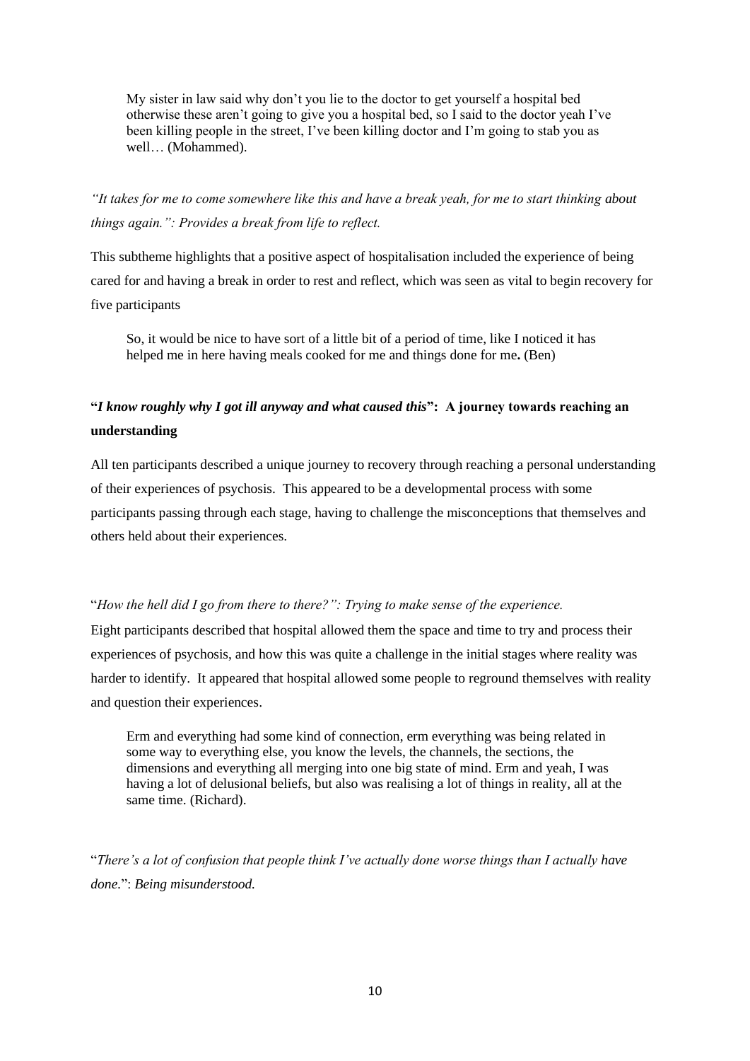> My sister in law said why don't you lie to the doctor to get yourself a hospital bed otherwise these aren't going to give you a hospital bed, so I said to the doctor yeah I've been killing people in the street, I've been killing doctor and I'm going to stab you as well… (Mohammed).

*"It takes for me to come somewhere like this and have a break yeah, for me to start thinking about things again.": Provides a break from life to reflect.*

This subtheme highlights that a positive aspect of hospitalisation included the experience of being cared for and having a break in order to rest and reflect, which was seen as vital to begin recovery for five participants

> So, it would be nice to have sort of a little bit of a period of time, like I noticed it has helped me in here having meals cooked for me and things done for me**.** (Ben)

### "*I know roughly why I got ill anyway and what caused this*": A journey towards reaching an understanding

All ten participants described a unique journey to recovery through reaching a personal understanding of their experiences of psychosis. This appeared to be a developmental process with some participants passing through each stage, having to challenge the misconceptions that themselves and others held about their experiences.

"*How the hell did I go from there to there?": Trying to make sense of the experience.*

Eight participants described that hospital allowed them the space and time to try and process their experiences of psychosis, and how this was quite a challenge in the initial stages where reality was harder to identify. It appeared that hospital allowed some people to reground themselves with reality and question their experiences.

> Erm and everything had some kind of connection, erm everything was being related in some way to everything else, you know the levels, the channels, the sections, the dimensions and everything all merging into one big state of mind. Erm and yeah, I was having a lot of delusional beliefs, but also was realising a lot of things in reality, all at the same time. (Richard).

"*There's a lot of confusion that people think I've actually done worse things than I actually have done.*": *Being misunderstood.*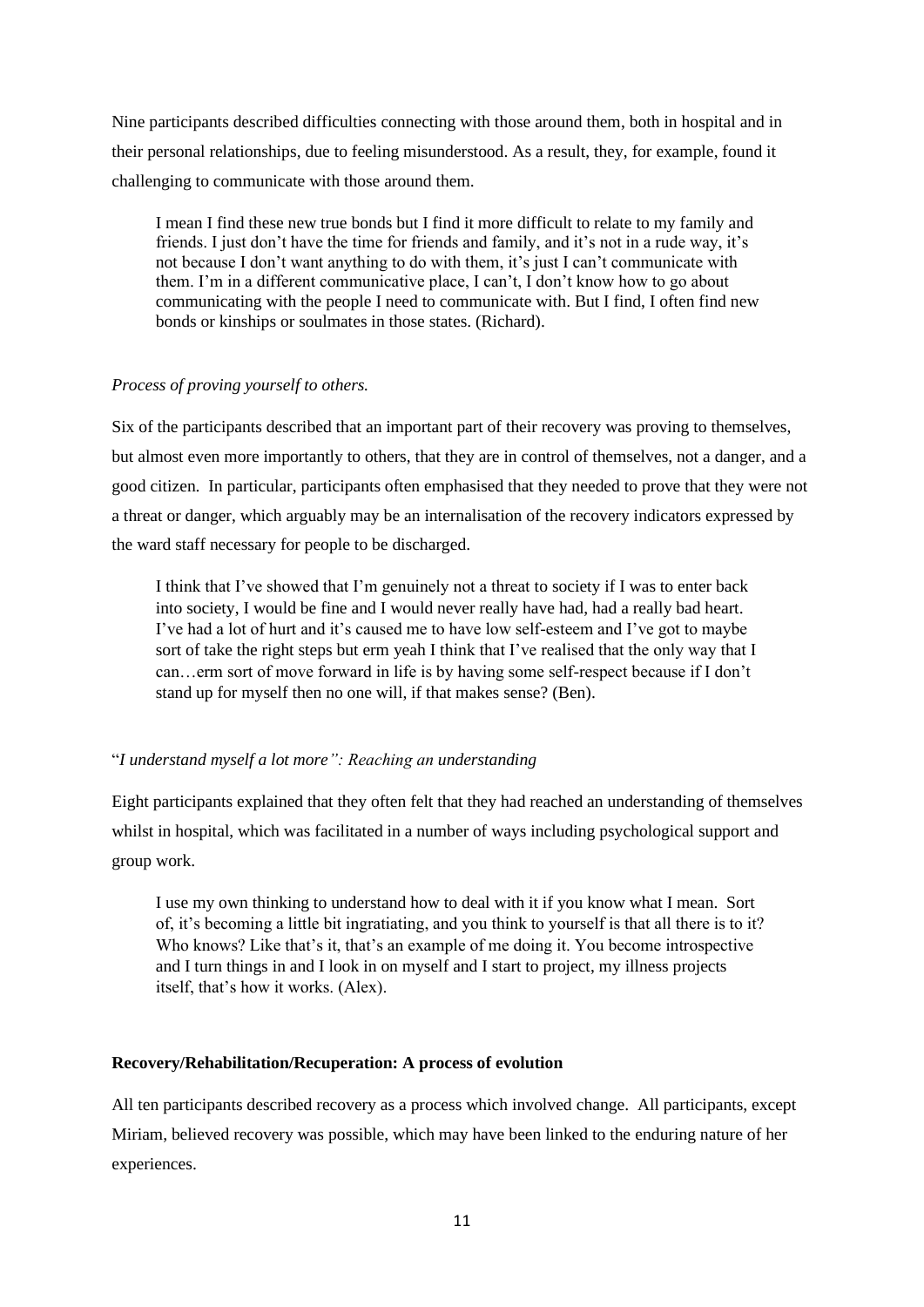Nine participants described difficulties connecting with those around them, both in hospital and in their personal relationships, due to feeling misunderstood. As a result, they, for example, found it challenging to communicate with those around them.

> I mean I find these new true bonds but I find it more difficult to relate to my family and friends. I just don't have the time for friends and family, and it's not in a rude way, it's not because I don't want anything to do with them, it's just I can't communicate with them. I'm in a different communicative place, I can't, I don't know how to go about communicating with the people I need to communicate with. But I find, I often find new bonds or kinships or soulmates in those states. (Richard).

*Process of proving yourself to others.*

Six of the participants described that an important part of their recovery was proving to themselves, but almost even more importantly to others, that they are in control of themselves, not a danger, and a good citizen. In particular, participants often emphasised that they needed to prove that they were not a threat or danger, which arguably may be an internalisation of the recovery indicators expressed by the ward staff necessary for people to be discharged.

> I think that I've showed that I'm genuinely not a threat to society if I was to enter back into society, I would be fine and I would never really have had, had a really bad heart. I've had a lot of hurt and it's caused me to have low self-esteem and I've got to maybe sort of take the right steps but erm yeah I think that I've realised that the only way that I can…erm sort of move forward in life is by having some self-respect because if I don't stand up for myself then no one will, if that makes sense? (Ben).

"*I understand myself a lot more": Reaching an understanding*

Eight participants explained that they often felt that they had reached an understanding of themselves whilst in hospital, which was facilitated in a number of ways including psychological support and group work.

> I use my own thinking to understand how to deal with it if you know what I mean. Sort of, it's becoming a little bit ingratiating, and you think to yourself is that all there is to it? Who knows? Like that's it, that's an example of me doing it. You become introspective and I turn things in and I look in on myself and I start to project, my illness projects itself, that's how it works. (Alex).

**Recovery/Rehabilitation/Recuperation: A process of evolution**

All ten participants described recovery as a process which involved change. All participants, except Miriam, believed recovery was possible, which may have been linked to the enduring nature of her experiences.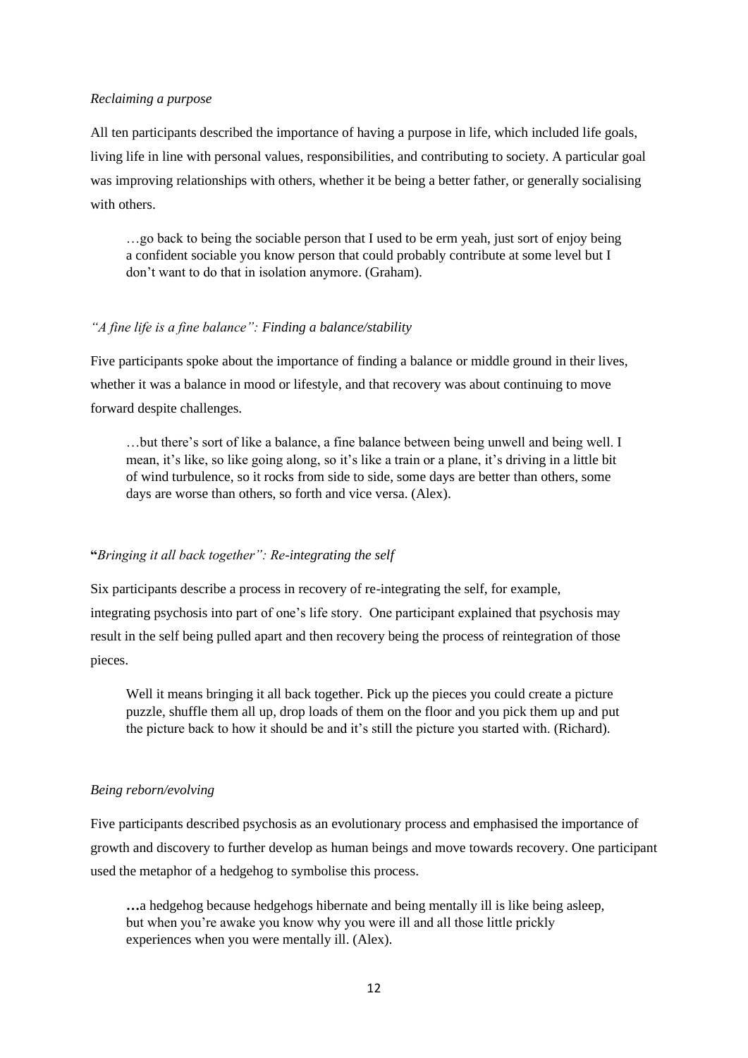*Reclaiming a purpose*

All ten participants described the importance of having a purpose in life, which included life goals, living life in line with personal values, responsibilities, and contributing to society. A particular goal was improving relationships with others, whether it be being a better father, or generally socialising with others.

> …go back to being the sociable person that I used to be erm yeah, just sort of enjoy being a confident sociable you know person that could probably contribute at some level but I don't want to do that in isolation anymore. (Graham).

*"A fine life is a fine balance": Finding a balance/stability*

Five participants spoke about the importance of finding a balance or middle ground in their lives, whether it was a balance in mood or lifestyle, and that recovery was about continuing to move forward despite challenges.

> …but there's sort of like a balance, a fine balance between being unwell and being well. I mean, it's like, so like going along, so it's like a train or a plane, it's driving in a little bit of wind turbulence, so it rocks from side to side, some days are better than others, some days are worse than others, so forth and vice versa. (Alex).

**"***Bringing it all back together": Re-integrating the self*

Six participants describe a process in recovery of re-integrating the self, for example, integrating psychosis into part of one's life story. One participant explained that psychosis may result in the self being pulled apart and then recovery being the process of reintegration of those pieces.

> Well it means bringing it all back together. Pick up the pieces you could create a picture puzzle, shuffle them all up, drop loads of them on the floor and you pick them up and put the picture back to how it should be and it's still the picture you started with. (Richard).

*Being reborn/evolving*

Five participants described psychosis as an evolutionary process and emphasised the importance of growth and discovery to further develop as human beings and move towards recovery. One participant used the metaphor of a hedgehog to symbolise this process.

> **…**a hedgehog because hedgehogs hibernate and being mentally ill is like being asleep, but when you're awake you know why you were ill and all those little prickly experiences when you were mentally ill. (Alex).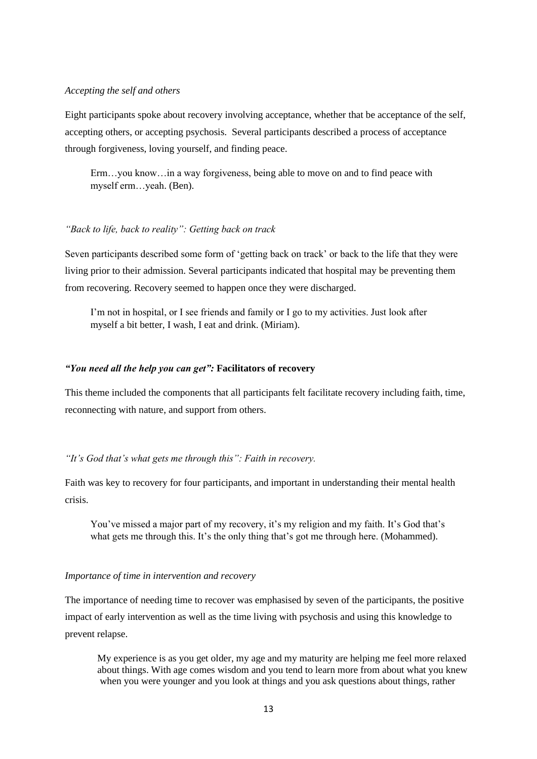*Accepting the self and others*

Eight participants spoke about recovery involving acceptance, whether that be acceptance of the self, accepting others, or accepting psychosis. Several participants described a process of acceptance through forgiveness, loving yourself, and finding peace.

> Erm…you know…in a way forgiveness, being able to move on and to find peace with myself erm…yeah. (Ben).

*"Back to life, back to reality": Getting back on track*

Seven participants described some form of 'getting back on track' or back to the life that they were living prior to their admission. Several participants indicated that hospital may be preventing them from recovering. Recovery seemed to happen once they were discharged.

> I'm not in hospital, or I see friends and family or I go to my activities. Just look after myself a bit better, I wash, I eat and drink. (Miriam).

***"You need all the help you can get":* Facilitators of recovery**

This theme included the components that all participants felt facilitate recovery including faith, time, reconnecting with nature, and support from others.

*"It's God that's what gets me through this": Faith in recovery.*

Faith was key to recovery for four participants, and important in understanding their mental health crisis.

> You've missed a major part of my recovery, it's my religion and my faith. It's God that's what gets me through this. It's the only thing that's got me through here. (Mohammed).

*Importance of time in intervention and recovery*

The importance of needing time to recover was emphasised by seven of the participants, the positive impact of early intervention as well as the time living with psychosis and using this knowledge to prevent relapse.

> My experience is as you get older, my age and my maturity are helping me feel more relaxed about things. With age comes wisdom and you tend to learn more from about what you knew when you were younger and you look at things and you ask questions about things, rather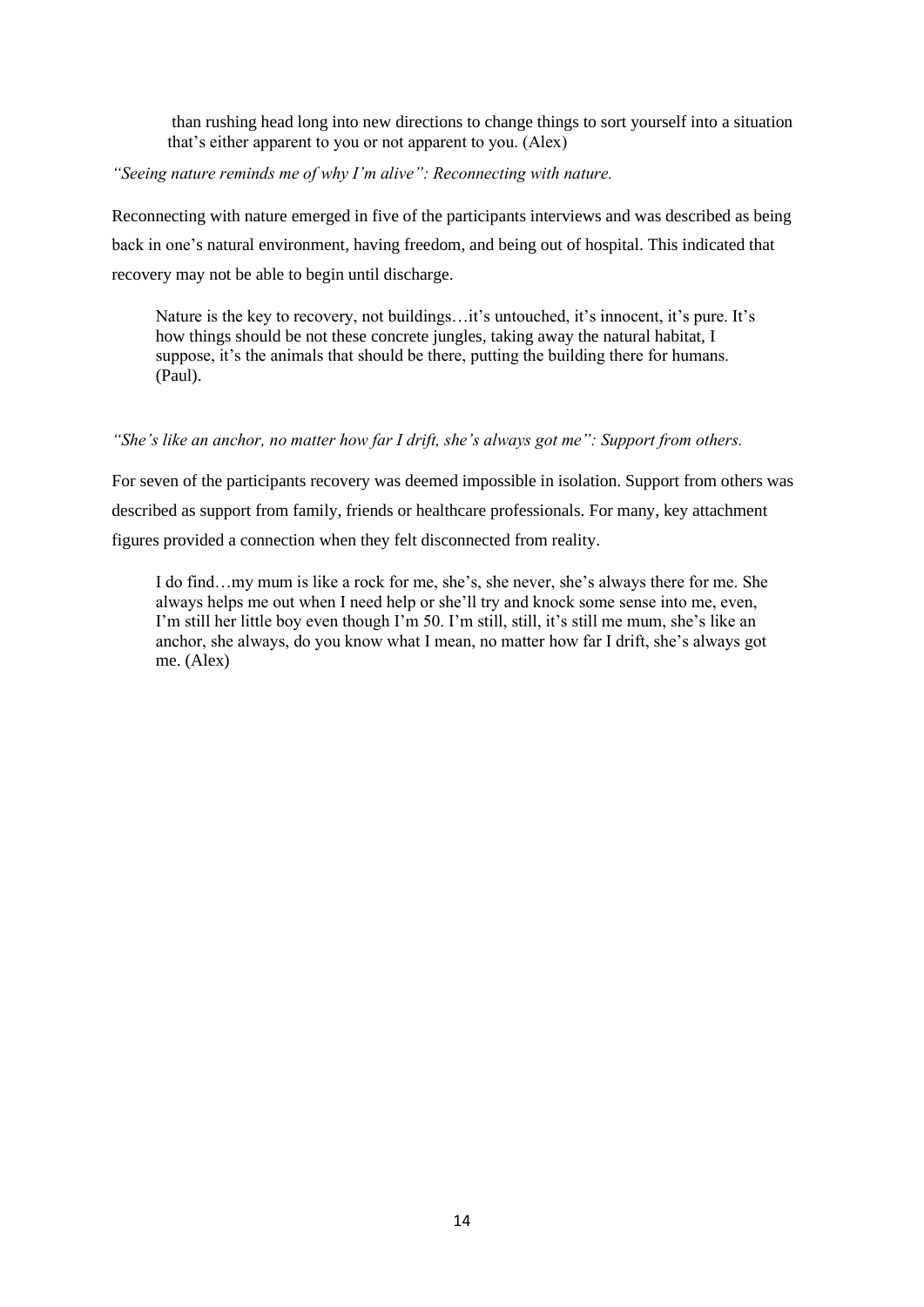> than rushing head long into new directions to change things to sort yourself into a situation that's either apparent to you or not apparent to you. (Alex)

*"Seeing nature reminds me of why I'm alive": Reconnecting with nature.*

Reconnecting with nature emerged in five of the participants interviews and was described as being back in one's natural environment, having freedom, and being out of hospital. This indicated that recovery may not be able to begin until discharge.

> Nature is the key to recovery, not buildings…it's untouched, it's innocent, it's pure. It's how things should be not these concrete jungles, taking away the natural habitat, I suppose, it's the animals that should be there, putting the building there for humans. (Paul).

*"She's like an anchor, no matter how far I drift, she's always got me": Support from others.*

For seven of the participants recovery was deemed impossible in isolation. Support from others was described as support from family, friends or healthcare professionals. For many, key attachment figures provided a connection when they felt disconnected from reality.

> I do find…my mum is like a rock for me, she's, she never, she's always there for me. She always helps me out when I need help or she'll try and knock some sense into me, even, I'm still her little boy even though I'm 50. I'm still, still, it's still me mum, she's like an anchor, she always, do you know what I mean, no matter how far I drift, she's always got me. (Alex)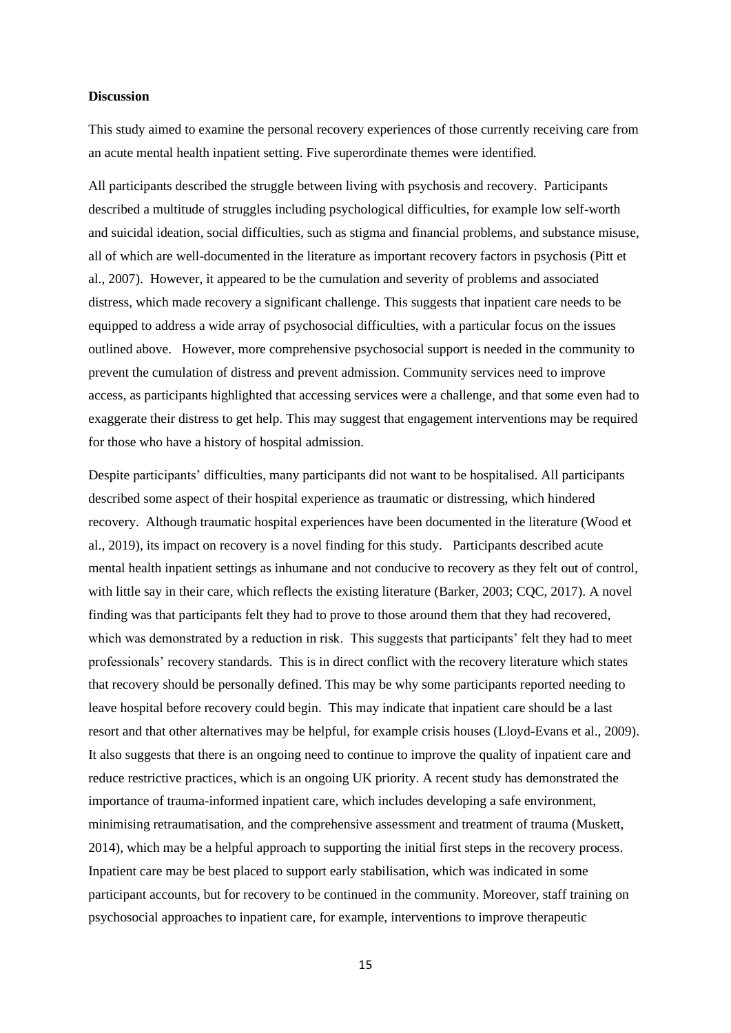**Discussion**

This study aimed to examine the personal recovery experiences of those currently receiving care from an acute mental health inpatient setting. Five superordinate themes were identified.

All participants described the struggle between living with psychosis and recovery. Participants described a multitude of struggles including psychological difficulties, for example low self-worth and suicidal ideation, social difficulties, such as stigma and financial problems, and substance misuse, all of which are well-documented in the literature as important recovery factors in psychosis (Pitt et al., 2007). However, it appeared to be the cumulation and severity of problems and associated distress, which made recovery a significant challenge. This suggests that inpatient care needs to be equipped to address a wide array of psychosocial difficulties, with a particular focus on the issues outlined above. However, more comprehensive psychosocial support is needed in the community to prevent the cumulation of distress and prevent admission. Community services need to improve access, as participants highlighted that accessing services were a challenge, and that some even had to exaggerate their distress to get help. This may suggest that engagement interventions may be required for those who have a history of hospital admission.

Despite participants' difficulties, many participants did not want to be hospitalised. All participants described some aspect of their hospital experience as traumatic or distressing, which hindered recovery. Although traumatic hospital experiences have been documented in the literature (Wood et al., 2019), its impact on recovery is a novel finding for this study. Participants described acute mental health inpatient settings as inhumane and not conducive to recovery as they felt out of control, with little say in their care, which reflects the existing literature (Barker, 2003; CQC, 2017). A novel finding was that participants felt they had to prove to those around them that they had recovered, which was demonstrated by a reduction in risk. This suggests that participants' felt they had to meet professionals' recovery standards. This is in direct conflict with the recovery literature which states that recovery should be personally defined. This may be why some participants reported needing to leave hospital before recovery could begin. This may indicate that inpatient care should be a last resort and that other alternatives may be helpful, for example crisis houses (Lloyd-Evans et al., 2009). It also suggests that there is an ongoing need to continue to improve the quality of inpatient care and reduce restrictive practices, which is an ongoing UK priority. A recent study has demonstrated the importance of trauma-informed inpatient care, which includes developing a safe environment, minimising retraumatisation, and the comprehensive assessment and treatment of trauma (Muskett, 2014), which may be a helpful approach to supporting the initial first steps in the recovery process. Inpatient care may be best placed to support early stabilisation, which was indicated in some participant accounts, but for recovery to be continued in the community. Moreover, staff training on psychosocial approaches to inpatient care, for example, interventions to improve therapeutic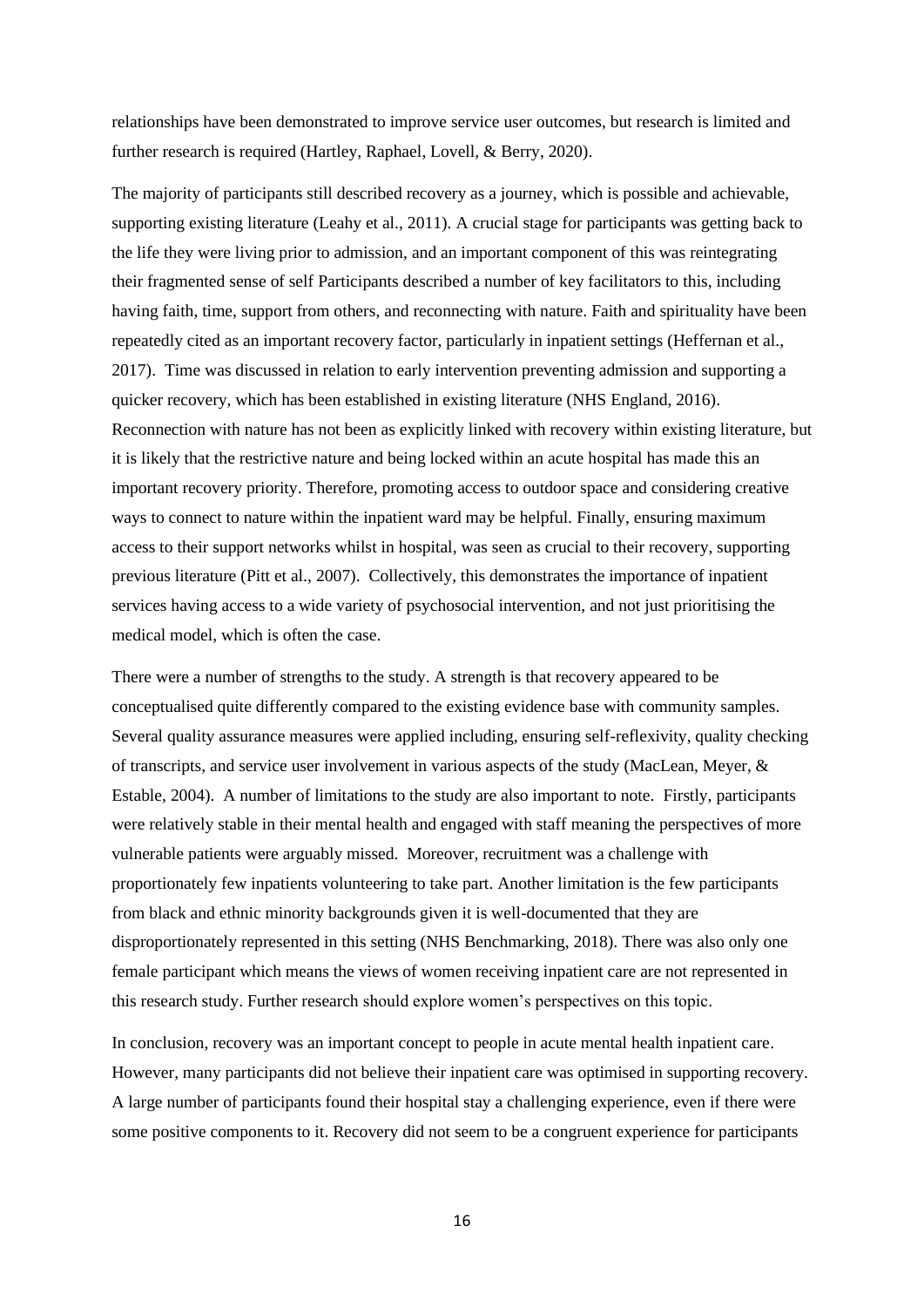relationships have been demonstrated to improve service user outcomes, but research is limited and further research is required (Hartley, Raphael, Lovell, & Berry, 2020).

The majority of participants still described recovery as a journey, which is possible and achievable, supporting existing literature (Leahy et al., 2011). A crucial stage for participants was getting back to the life they were living prior to admission, and an important component of this was reintegrating their fragmented sense of self Participants described a number of key facilitators to this, including having faith, time, support from others, and reconnecting with nature. Faith and spirituality have been repeatedly cited as an important recovery factor, particularly in inpatient settings (Heffernan et al., 2017). Time was discussed in relation to early intervention preventing admission and supporting a quicker recovery, which has been established in existing literature (NHS England, 2016). Reconnection with nature has not been as explicitly linked with recovery within existing literature, but it is likely that the restrictive nature and being locked within an acute hospital has made this an important recovery priority. Therefore, promoting access to outdoor space and considering creative ways to connect to nature within the inpatient ward may be helpful. Finally, ensuring maximum access to their support networks whilst in hospital, was seen as crucial to their recovery, supporting previous literature (Pitt et al., 2007). Collectively, this demonstrates the importance of inpatient services having access to a wide variety of psychosocial intervention, and not just prioritising the medical model, which is often the case.

There were a number of strengths to the study. A strength is that recovery appeared to be conceptualised quite differently compared to the existing evidence base with community samples. Several quality assurance measures were applied including, ensuring self-reflexivity, quality checking of transcripts, and service user involvement in various aspects of the study (MacLean, Meyer, & Estable, 2004). A number of limitations to the study are also important to note. Firstly, participants were relatively stable in their mental health and engaged with staff meaning the perspectives of more vulnerable patients were arguably missed. Moreover, recruitment was a challenge with proportionately few inpatients volunteering to take part. Another limitation is the few participants from black and ethnic minority backgrounds given it is well-documented that they are disproportionately represented in this setting (NHS Benchmarking, 2018). There was also only one female participant which means the views of women receiving inpatient care are not represented in this research study. Further research should explore women's perspectives on this topic.

In conclusion, recovery was an important concept to people in acute mental health inpatient care. However, many participants did not believe their inpatient care was optimised in supporting recovery. A large number of participants found their hospital stay a challenging experience, even if there were some positive components to it. Recovery did not seem to be a congruent experience for participants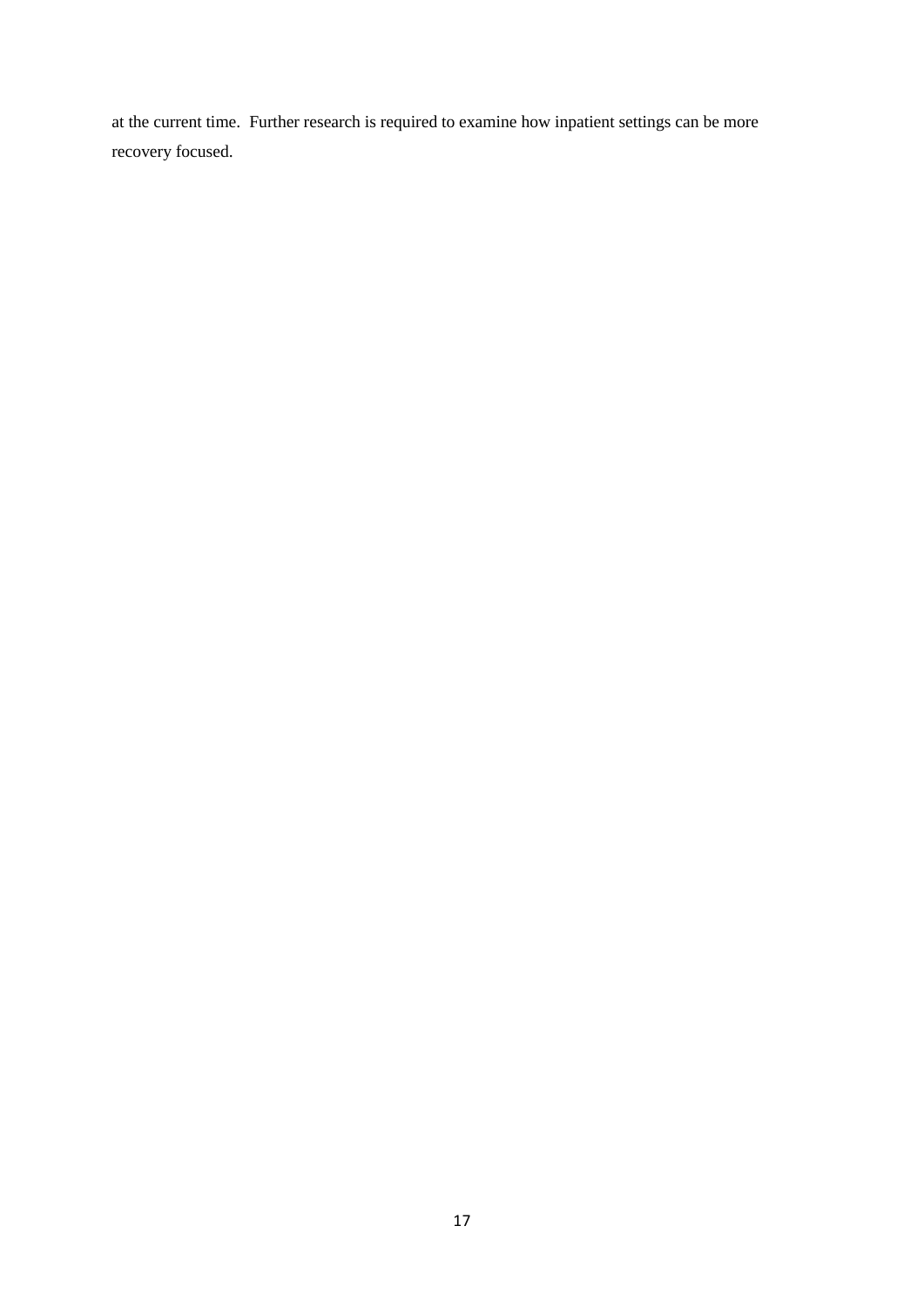at the current time. Further research is required to examine how inpatient settings can be more recovery focused.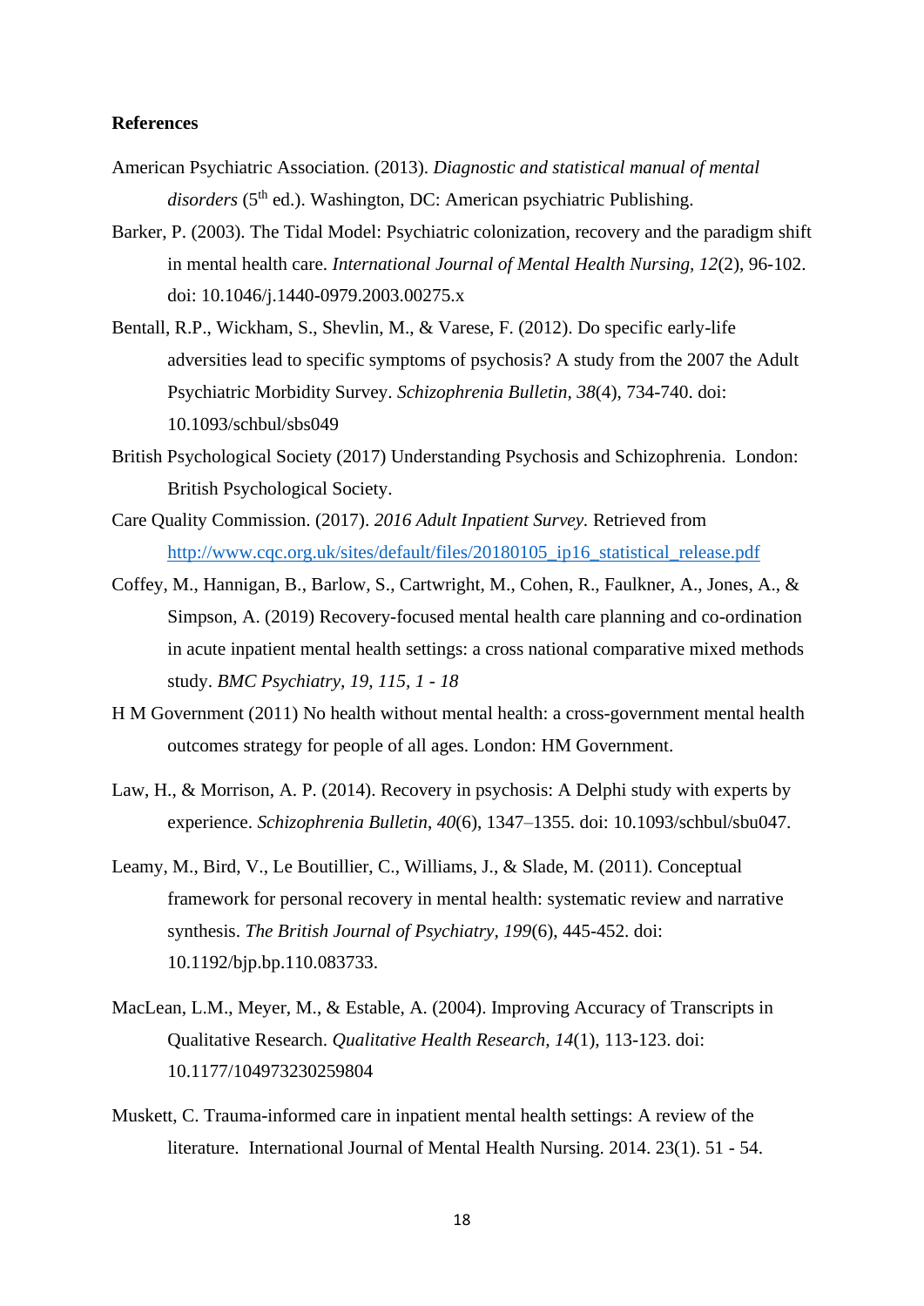**References**

American Psychiatric Association. (2013). *Diagnostic and statistical manual of mental disorders* (5th ed.). Washington, DC: American psychiatric Publishing.

Barker, P. (2003). The Tidal Model: Psychiatric colonization, recovery and the paradigm shift in mental health care. *International Journal of Mental Health Nursing, 12*(2), 96-102. doi: 10.1046/j.1440-0979.2003.00275.x

Bentall, R.P., Wickham, S., Shevlin, M., & Varese, F. (2012). Do specific early-life adversities lead to specific symptoms of psychosis? A study from the 2007 the Adult Psychiatric Morbidity Survey. *Schizophrenia Bulletin, 38*(4), 734-740. doi: 10.1093/schbul/sbs049

British Psychological Society (2017) Understanding Psychosis and Schizophrenia. London: British Psychological Society.

Care Quality Commission. (2017). *2016 Adult Inpatient Survey.* Retrieved from http://www.cqc.org.uk/sites/default/files/20180105_ip16_statistical_release.pdf

Coffey, M., Hannigan, B., Barlow, S., Cartwright, M., Cohen, R., Faulkner, A., Jones, A., & Simpson, A. (2019) Recovery-focused mental health care planning and co-ordination in acute inpatient mental health settings: a cross national comparative mixed methods study. *BMC Psychiatry, 19, 115, 1 - 18*

H M Government (2011) No health without mental health: a cross-government mental health outcomes strategy for people of all ages. London: HM Government.

Law, H., & Morrison, A. P. (2014). Recovery in psychosis: A Delphi study with experts by experience. *Schizophrenia Bulletin*, *40*(6), 1347–1355. doi: 10.1093/schbul/sbu047.

Leamy, M., Bird, V., Le Boutillier, C., Williams, J., & Slade, M. (2011). Conceptual framework for personal recovery in mental health: systematic review and narrative synthesis. *The British Journal of Psychiatry, 199*(6), 445-452. doi: 10.1192/bjp.bp.110.083733.

MacLean, L.M., Meyer, M., & Estable, A. (2004). Improving Accuracy of Transcripts in Qualitative Research. *Qualitative Health Research, 14*(1), 113-123. doi: 10.1177/104973230259804

Muskett, C. Trauma-informed care in inpatient mental health settings: A review of the literature. International Journal of Mental Health Nursing. 2014. 23(1). 51 - 54.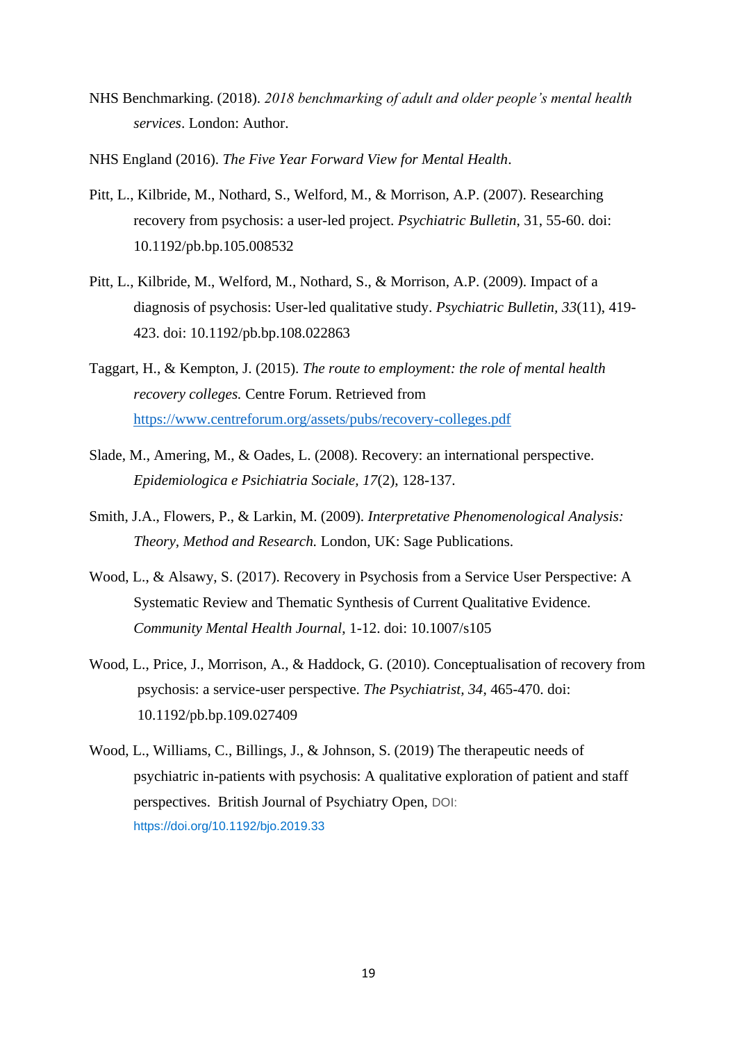NHS Benchmarking. (2018). *2018 benchmarking of adult and older people's mental health services*. London: Author.

NHS England (2016). *The Five Year Forward View for Mental Health*.

Pitt, L., Kilbride, M., Nothard, S., Welford, M., & Morrison, A.P. (2007). Researching recovery from psychosis: a user-led project. *Psychiatric Bulletin*, 31, 55-60. doi: 10.1192/pb.bp.105.008532

Pitt, L., Kilbride, M., Welford, M., Nothard, S., & Morrison, A.P. (2009). Impact of a diagnosis of psychosis: User-led qualitative study. *Psychiatric Bulletin*, *33*(11), 419-423. doi: 10.1192/pb.bp.108.022863

Taggart, H., & Kempton, J. (2015). *The route to employment: the role of mental health recovery colleges.* Centre Forum. Retrieved from https://www.centreforum.org/assets/pubs/recovery-colleges.pdf

Slade, M., Amering, M., & Oades, L. (2008). Recovery: an international perspective. *Epidemiologica e Psichiatria Sociale*, *17*(2), 128-137.

Smith, J.A., Flowers, P., & Larkin, M. (2009). *Interpretative Phenomenological Analysis: Theory, Method and Research.* London, UK: Sage Publications.

Wood, L., & Alsawy, S. (2017). Recovery in Psychosis from a Service User Perspective: A Systematic Review and Thematic Synthesis of Current Qualitative Evidence. *Community Mental Health Journal*, 1-12. doi: 10.1007/s105

Wood, L., Price, J., Morrison, A., & Haddock, G. (2010). Conceptualisation of recovery from psychosis: a service-user perspective. *The Psychiatrist*, *34*, 465-470. doi: 10.1192/pb.bp.109.027409

Wood, L., Williams, C., Billings, J., & Johnson, S. (2019) The therapeutic needs of psychiatric in-patients with psychosis: A qualitative exploration of patient and staff perspectives. British Journal of Psychiatry Open, DOI: https://doi.org/10.1192/bjo.2019.33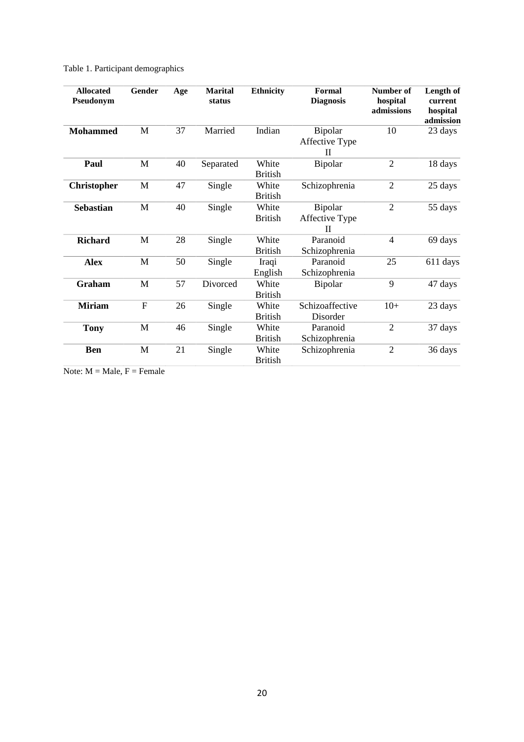Table 1. Participant demographics

| Allocated Pseudonym | Gender | Age | Marital status | Ethnicity | Formal Diagnosis | Number of hospital admissions | Length of current hospital admission |
|---|---|---|---|---|---|---|---|
| **Mohammed** | M | 37 | Married | Indian | Bipolar Affective Type II | 10 | 23 days |
| **Paul** | M | 40 | Separated | White British | Bipolar | 2 | 18 days |
| **Christopher** | M | 47 | Single | White British | Schizophrenia | 2 | 25 days |
| **Sebastian** | M | 40 | Single | White British | Bipolar Affective Type II | 2 | 55 days |
| **Richard** | M | 28 | Single | White British | Paranoid Schizophrenia | 4 | 69 days |
| **Alex** | M | 50 | Single | Iraqi English | Paranoid Schizophrenia | 25 | 611 days |
| **Graham** | M | 57 | Divorced | White British | Bipolar | 9 | 47 days |
| **Miriam** | F | 26 | Single | White British | Schizoaffective Disorder | 10+ | 23 days |
| **Tony** | M | 46 | Single | White British | Paranoid Schizophrenia | 2 | 37 days |
| **Ben** | M | 21 | Single | White British | Schizophrenia | 2 | 36 days |

Note: M = Male, F = Female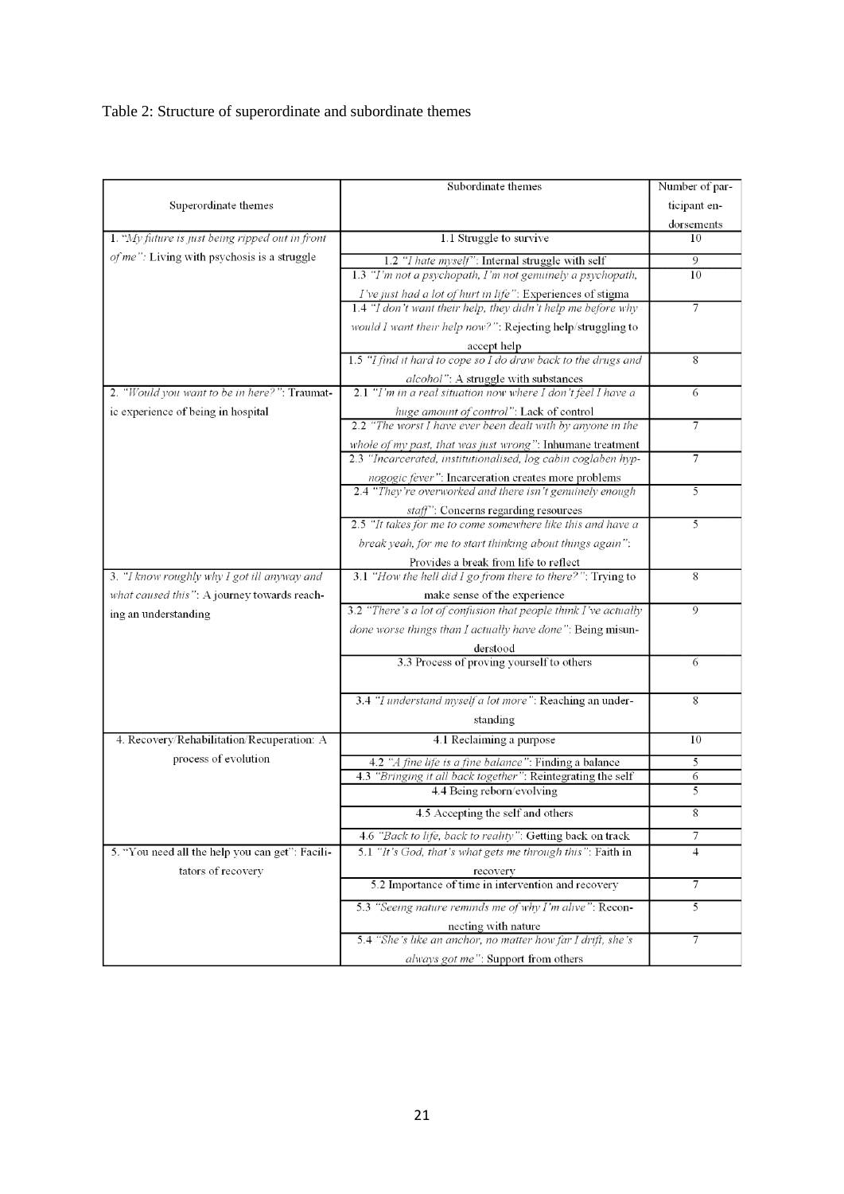Table 2: Structure of superordinate and subordinate themes

| Superordinate themes | Subordinate themes | Number of participant endorsements |
|---|---|---|
| 1. *"My future is just being ripped out in front of me"*: Living with psychosis is a struggle | 1.1 Struggle to survive | 10 |
| | 1.2 *"I hate myself"*: Internal struggle with self | 9 |
| | 1.3 *"I'm not a psychopath, I'm not genuinely a psychopath, I've just had a lot of hurt in life"*: Experiences of stigma | 10 |
| | 1.4 *"I don't want their help, they didn't help me before why would I want their help now?"*: Rejecting help/struggling to accept help | 7 |
| | 1.5 *"I find it hard to cope so I do draw back to the drugs and alcohol"*: A struggle with substances | 8 |
| 2. *"Would you want to be in here?"*: Traumatic experience of being in hospital | 2.1 *"I'm in a real situation now where I don't feel I have a huge amount of control"*: Lack of control | 6 |
| | 2.2 *"The worst I have ever been dealt with by anyone in the whole of my past, that was just wrong"*: Inhumane treatment | 7 |
| | 2.3 *"Incarcerated, institutionalised, log cabin coglaben hypnogogic fever"*: Incarceration creates more problems | 7 |
| | 2.4 *"They're overworked and there isn't genuinely enough staff"*: Concerns regarding resources | 5 |
| | 2.5 *"It takes for me to come somewhere like this and have a break yeah, for me to start thinking about things again"*: Provides a break from life to reflect | 5 |
| 3. *"I know roughly why I got ill anyway and what caused this"*: A journey towards reaching an understanding | 3.1 *"How the hell did I go from there to there?"*: Trying to make sense of the experience | 8 |
| | 3.2 *"There's a lot of confusion that people think I've actually done worse things than I actually have done"*: Being misunderstood | 9 |
| | 3.3 Process of proving yourself to others | 6 |
| | 3.4 *"I understand myself a lot more"*: Reaching an understanding | 8 |
| 4. Recovery/Rehabilitation/Recuperation: A process of evolution | 4.1 Reclaiming a purpose | 10 |
| | 4.2 *"A fine life is a fine balance"*: Finding a balance | 5 |
| | 4.3 *"Bringing it all back together"*: Reintegrating the self | 6 |
| | 4.4 Being reborn/evolving | 5 |
| | 4.5 Accepting the self and others | 8 |
| | 4.6 *"Back to life, back to reality"*: Getting back on track | 7 |
| 5. "You need all the help you can get": Facilitators of recovery | 5.1 *"It's God, that's what gets me through this"*: Faith in recovery | 4 |
| | 5.2 Importance of time in intervention and recovery | 7 |
| | 5.3 *"Seeing nature reminds me of why I'm alive"*: Reconnecting with nature | 5 |
| | 5.4 *"She's like an anchor, no matter how far I drift, she's always got me"*: Support from others | 7 |